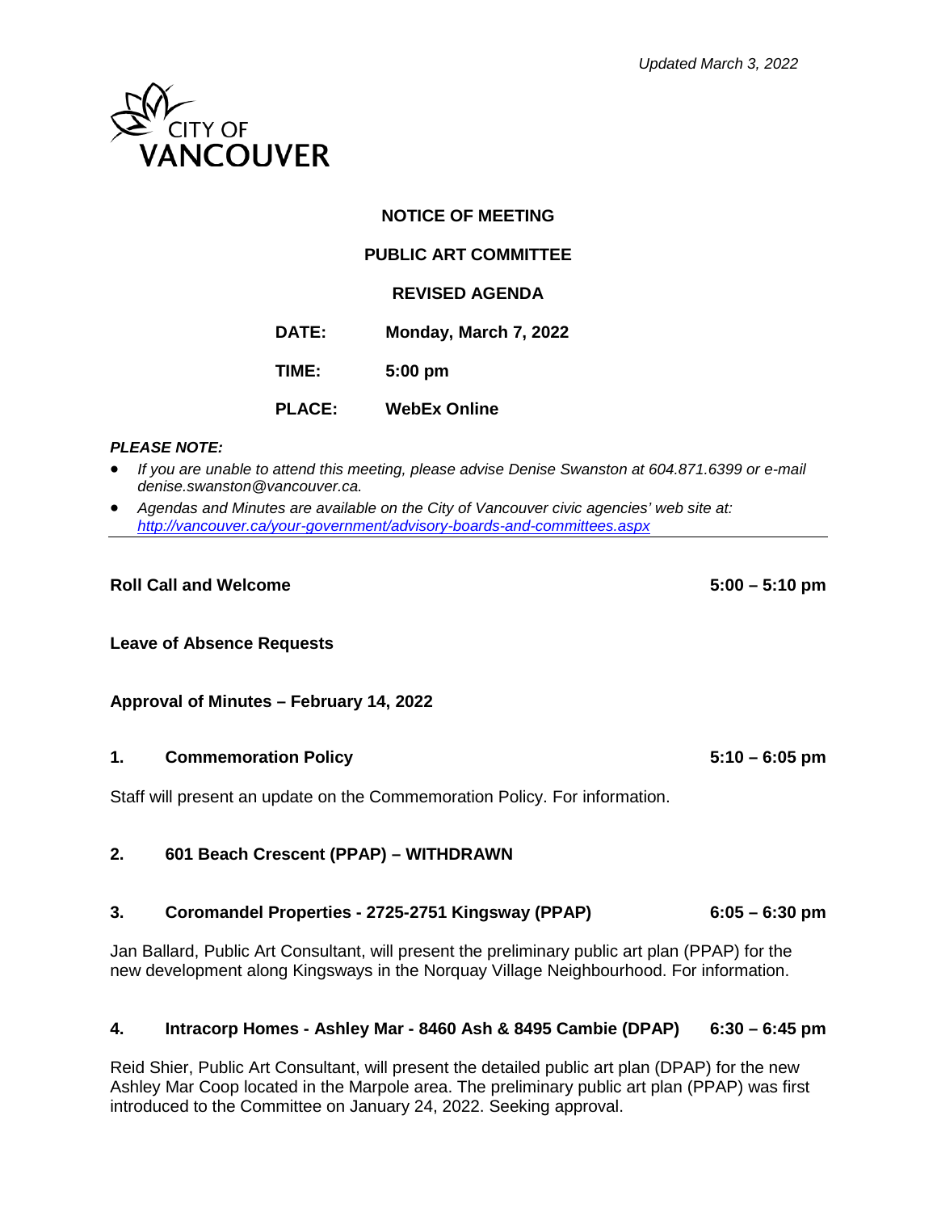*Updated March 3, 2022*

CITY OF VANCOUVER

**NOTICE OF MEETING**

**PUBLIC ART COMMITTEE**

**REVISED AGENDA**

**DATE:** Monday, March 7, 2022

**TIME:** 5:00 pm

**PLACE:** WebEx Online

***PLEASE NOTE:***

- *If you are unable to attend this meeting, please advise Denise Swanston at 604.871.6399 or e-mail denise.swanston@vancouver.ca.*
- *Agendas and Minutes are available on the City of Vancouver civic agencies' web site at: http://vancouver.ca/your-government/advisory-boards-and-committees.aspx*

---

**Roll Call and Welcome** **5:00 – 5:10 pm**

**Leave of Absence Requests**

**Approval of Minutes – February 14, 2022**

**1. Commemoration Policy** **5:10 – 6:05 pm**

Staff will present an update on the Commemoration Policy. For information.

**2. 601 Beach Crescent (PPAP) – WITHDRAWN**

**3. Coromandel Properties - 2725-2751 Kingsway (PPAP)** **6:05 – 6:30 pm**

Jan Ballard, Public Art Consultant, will present the preliminary public art plan (PPAP) for the new development along Kingsways in the Norquay Village Neighbourhood. For information.

**4. Intracorp Homes - Ashley Mar - 8460 Ash & 8495 Cambie (DPAP)** **6:30 – 6:45 pm**

Reid Shier, Public Art Consultant, will present the detailed public art plan (DPAP) for the new Ashley Mar Coop located in the Marpole area. The preliminary public art plan (PPAP) was first introduced to the Committee on January 24, 2022. Seeking approval.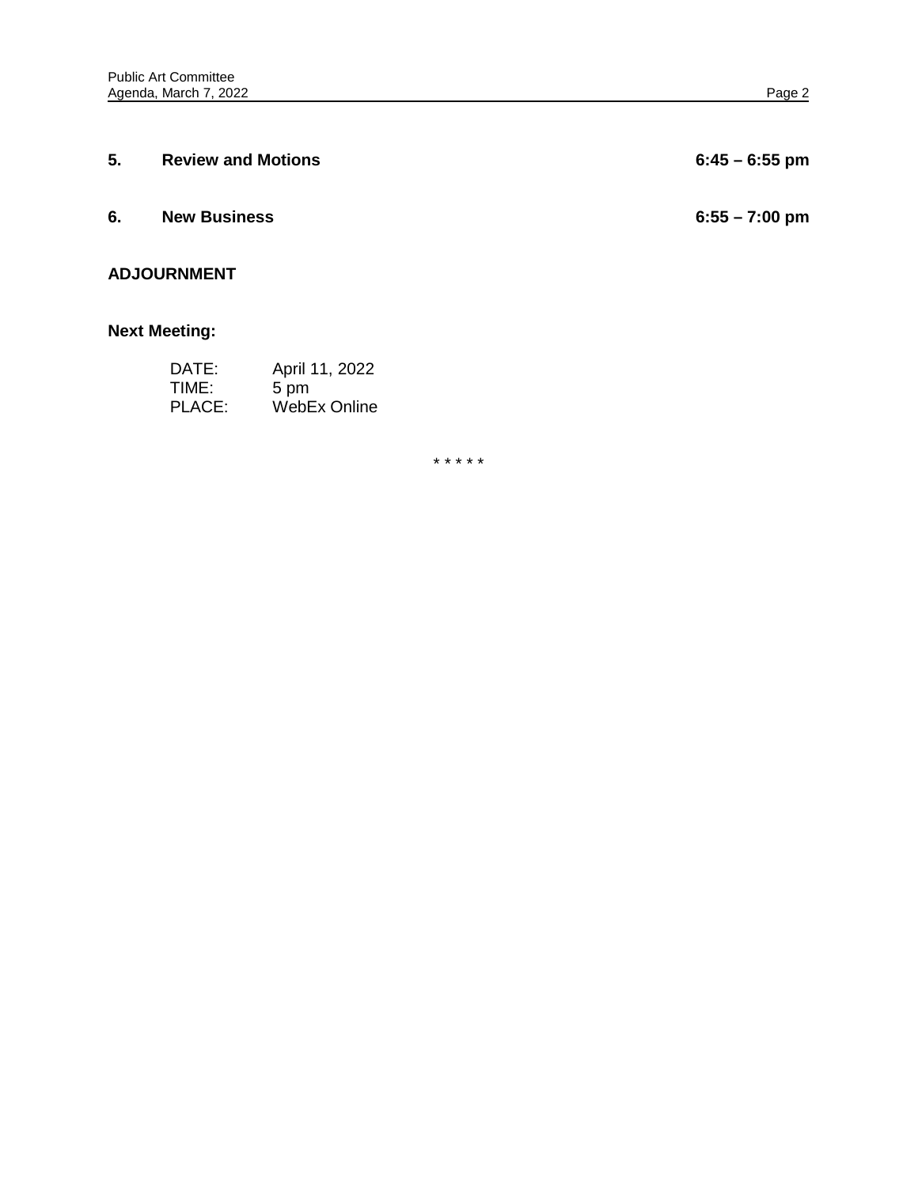**5. Review and Motions** **6:45 – 6:55 pm**

**6. New Business** **6:55 – 7:00 pm**

**ADJOURNMENT**

**Next Meeting:**

DATE: April 11, 2022
TIME: 5 pm
PLACE: WebEx Online

\* \* \* \* \*